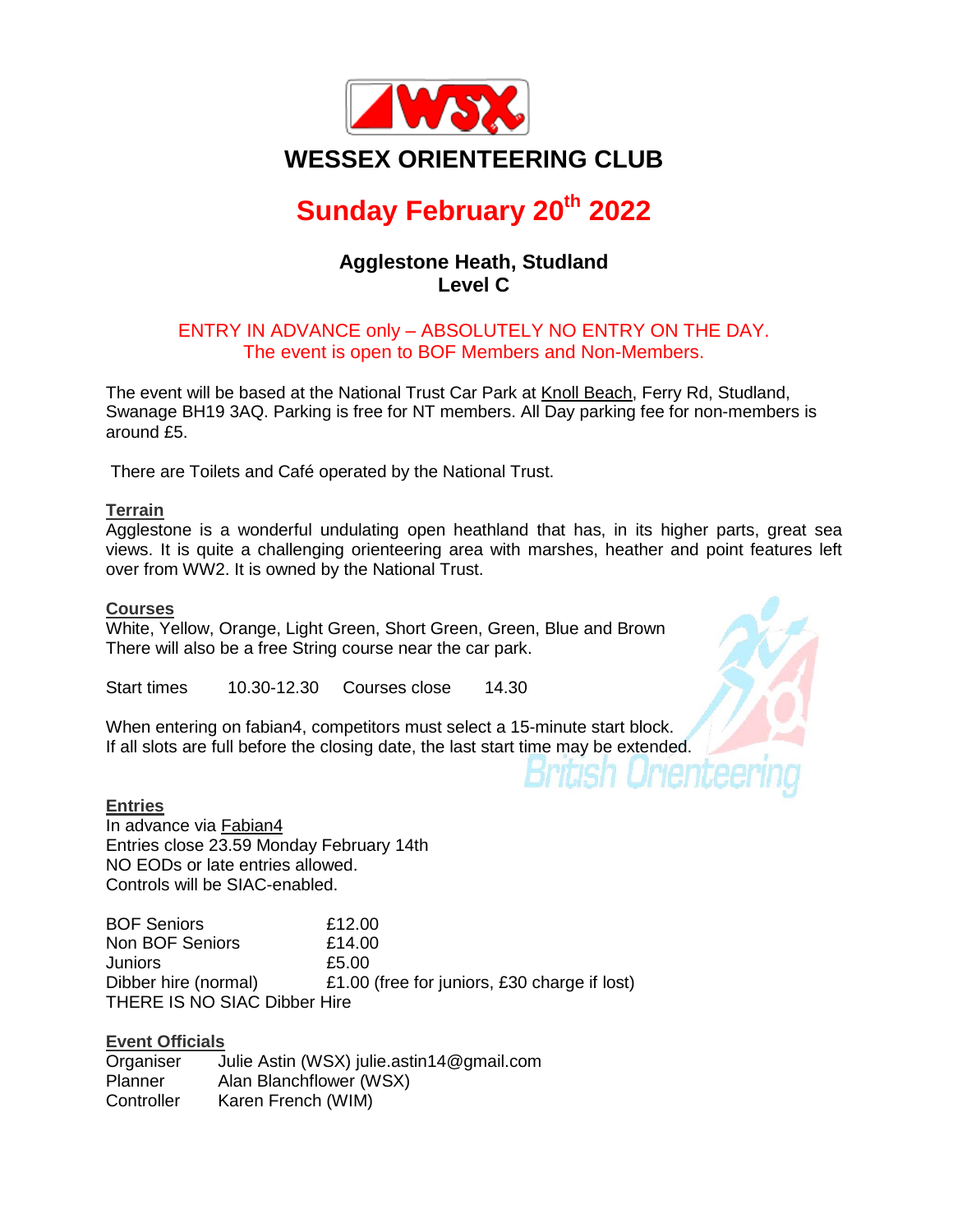# WESSEX ORIENTEERING CLUB

## Sunday February 20th 2022

### Agglestone Heath, Studland
### Level C

ENTRY IN ADVANCE only – ABSOLUTELY NO ENTRY ON THE DAY.
The event is open to BOF Members and Non-Members.

The event will be based at the National Trust Car Park at Knoll Beach, Ferry Rd, Studland, Swanage BH19 3AQ. Parking is free for NT members. All Day parking fee for non-members is around £5.

There are Toilets and Café operated by the National Trust.

**Terrain**

Agglestone is a wonderful undulating open heathland that has, in its higher parts, great sea views. It is quite a challenging orienteering area with marshes, heather and point features left over from WW2. It is owned by the National Trust.

**Courses**

White, Yellow, Orange, Light Green, Short Green, Green, Blue and Brown
There will also be a free String course near the car park.

Start times 10.30-12.30 Courses close 14.30

When entering on fabian4, competitors must select a 15-minute start block.
If all slots are full before the closing date, the last start time may be extended.

**Entries**

In advance via Fabian4
Entries close 23.59 Monday February 14th
NO EODs or late entries allowed.
Controls will be SIAC-enabled.

| | |
|---|---|
| BOF Seniors | £12.00 |
| Non BOF Seniors | £14.00 |
| Juniors | £5.00 |
| Dibber hire (normal) | £1.00 (free for juniors, £30 charge if lost) |

THERE IS NO SIAC Dibber Hire

**Event Officials**

| | |
|---|---|
| Organiser | Julie Astin (WSX) julie.astin14@gmail.com |
| Planner | Alan Blanchflower (WSX) |
| Controller | Karen French (WIM) |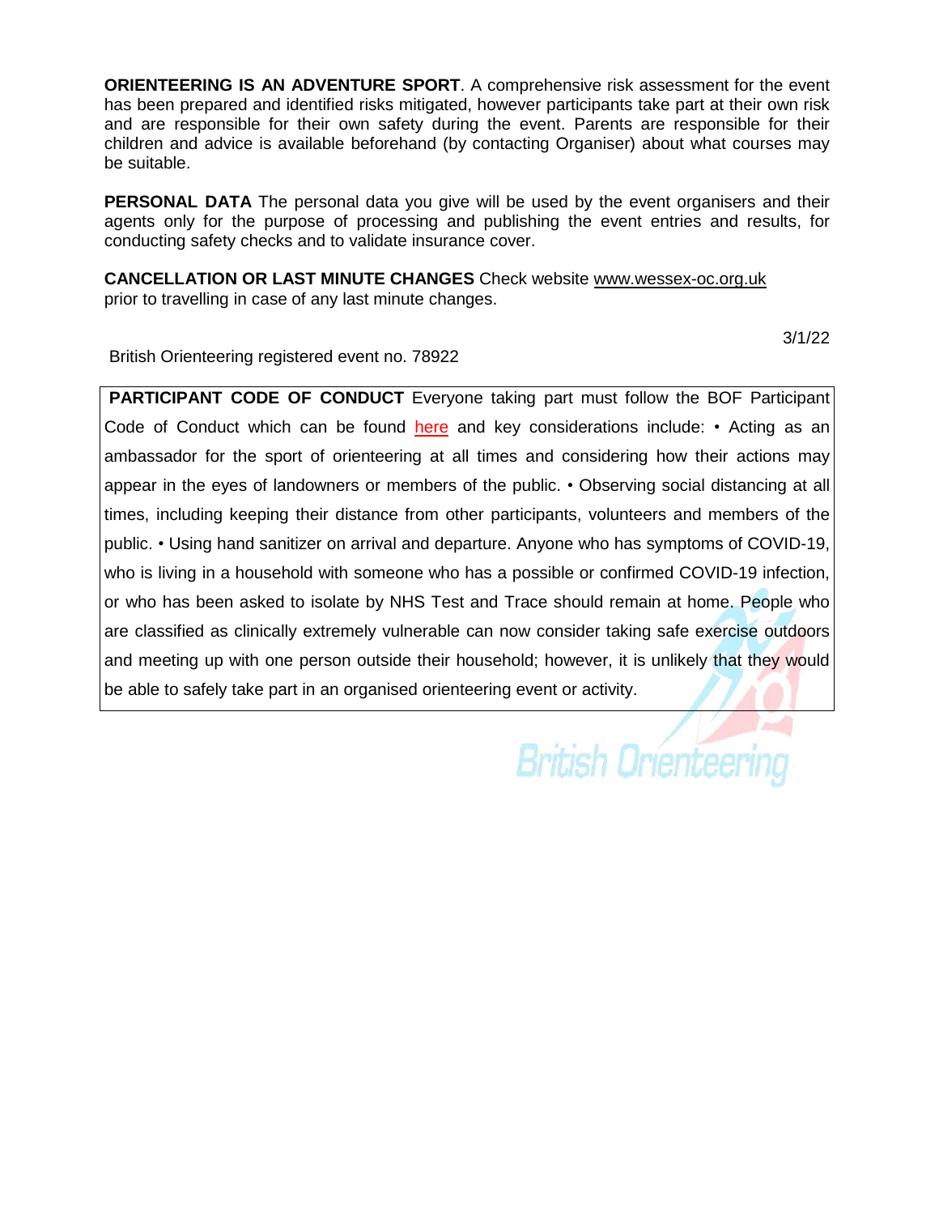**ORIENTEERING IS AN ADVENTURE SPORT**. A comprehensive risk assessment for the event has been prepared and identified risks mitigated, however participants take part at their own risk and are responsible for their own safety during the event. Parents are responsible for their children and advice is available beforehand (by contacting Organiser) about what courses may be suitable.

**PERSONAL DATA** The personal data you give will be used by the event organisers and their agents only for the purpose of processing and publishing the event entries and results, for conducting safety checks and to validate insurance cover.

**CANCELLATION OR LAST MINUTE CHANGES** Check website www.wessex-oc.org.uk prior to travelling in case of any last minute changes.

3/1/22

British Orienteering registered event no. 78922

**PARTICIPANT CODE OF CONDUCT** Everyone taking part must follow the BOF Participant Code of Conduct which can be found here and key considerations include: • Acting as an ambassador for the sport of orienteering at all times and considering how their actions may appear in the eyes of landowners or members of the public. • Observing social distancing at all times, including keeping their distance from other participants, volunteers and members of the public. • Using hand sanitizer on arrival and departure. Anyone who has symptoms of COVID-19, who is living in a household with someone who has a possible or confirmed COVID-19 infection, or who has been asked to isolate by NHS Test and Trace should remain at home. People who are classified as clinically extremely vulnerable can now consider taking safe exercise outdoors and meeting up with one person outside their household; however, it is unlikely that they would be able to safely take part in an organised orienteering event or activity.

British Orienteering